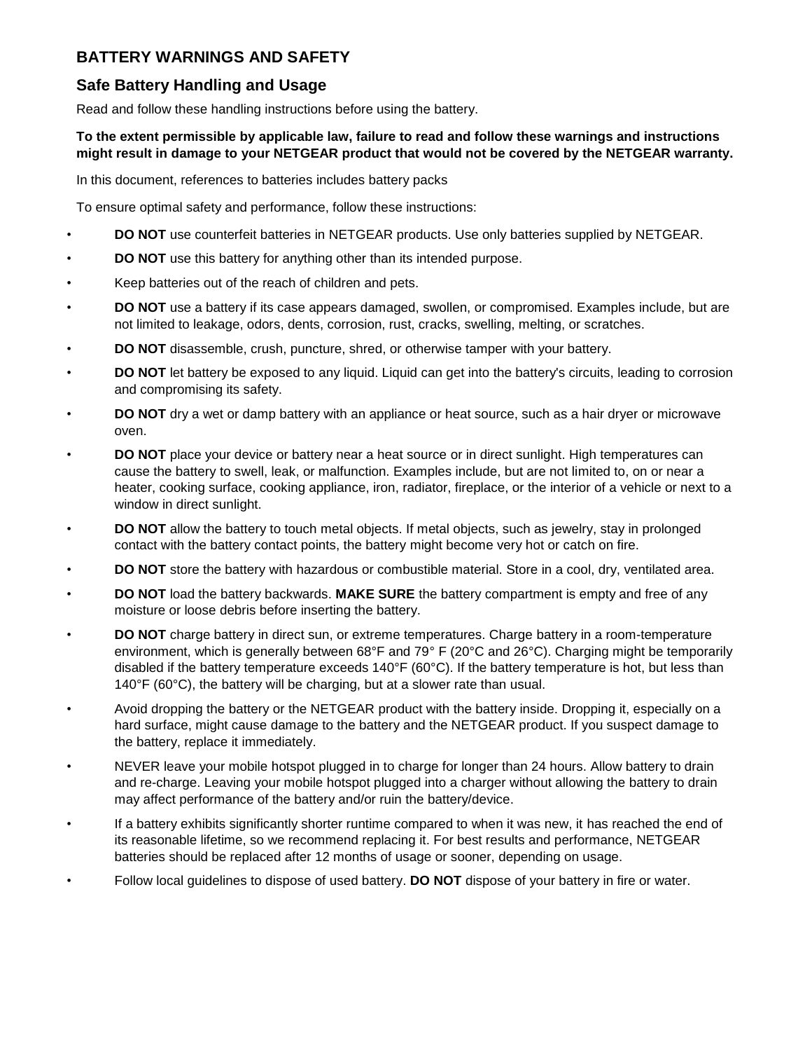## BATTERY WARNINGS AND SAFETY

### Safe Battery Handling and Usage

Read and follow these handling instructions before using the battery.

**To the extent permissible by applicable law, failure to read and follow these warnings and instructions might result in damage to your NETGEAR product that would not be covered by the NETGEAR warranty.**

In this document, references to batteries includes battery packs

To ensure optimal safety and performance, follow these instructions:

- **DO NOT** use counterfeit batteries in NETGEAR products. Use only batteries supplied by NETGEAR.
- **DO NOT** use this battery for anything other than its intended purpose.
- Keep batteries out of the reach of children and pets.
- **DO NOT** use a battery if its case appears damaged, swollen, or compromised. Examples include, but are not limited to leakage, odors, dents, corrosion, rust, cracks, swelling, melting, or scratches.
- **DO NOT** disassemble, crush, puncture, shred, or otherwise tamper with your battery.
- **DO NOT** let battery be exposed to any liquid. Liquid can get into the battery's circuits, leading to corrosion and compromising its safety.
- **DO NOT** dry a wet or damp battery with an appliance or heat source, such as a hair dryer or microwave oven.
- **DO NOT** place your device or battery near a heat source or in direct sunlight. High temperatures can cause the battery to swell, leak, or malfunction. Examples include, but are not limited to, on or near a heater, cooking surface, cooking appliance, iron, radiator, fireplace, or the interior of a vehicle or next to a window in direct sunlight.
- **DO NOT** allow the battery to touch metal objects. If metal objects, such as jewelry, stay in prolonged contact with the battery contact points, the battery might become very hot or catch on fire.
- **DO NOT** store the battery with hazardous or combustible material. Store in a cool, dry, ventilated area.
- **DO NOT** load the battery backwards. **MAKE SURE** the battery compartment is empty and free of any moisture or loose debris before inserting the battery.
- **DO NOT** charge battery in direct sun, or extreme temperatures. Charge battery in a room-temperature environment, which is generally between 68°F and 79° F (20°C and 26°C). Charging might be temporarily disabled if the battery temperature exceeds 140°F (60°C). If the battery temperature is hot, but less than 140°F (60°C), the battery will be charging, but at a slower rate than usual.
- Avoid dropping the battery or the NETGEAR product with the battery inside. Dropping it, especially on a hard surface, might cause damage to the battery and the NETGEAR product. If you suspect damage to the battery, replace it immediately.
- NEVER leave your mobile hotspot plugged in to charge for longer than 24 hours. Allow battery to drain and re-charge. Leaving your mobile hotspot plugged into a charger without allowing the battery to drain may affect performance of the battery and/or ruin the battery/device.
- If a battery exhibits significantly shorter runtime compared to when it was new, it has reached the end of its reasonable lifetime, so we recommend replacing it. For best results and performance, NETGEAR batteries should be replaced after 12 months of usage or sooner, depending on usage.
- Follow local guidelines to dispose of used battery. **DO NOT** dispose of your battery in fire or water.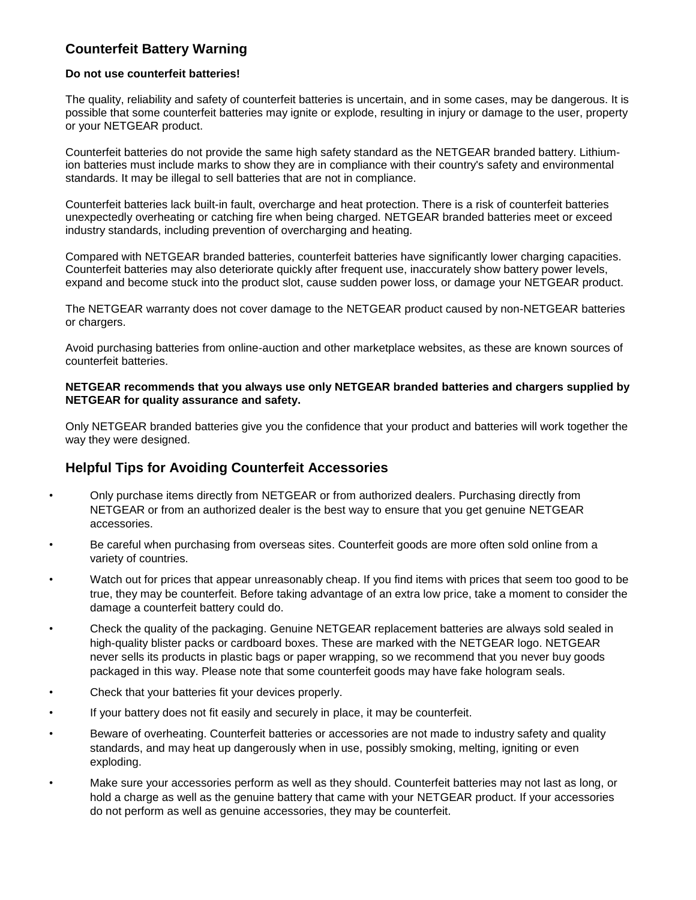## Counterfeit Battery Warning

**Do not use counterfeit batteries!**

The quality, reliability and safety of counterfeit batteries is uncertain, and in some cases, may be dangerous. It is possible that some counterfeit batteries may ignite or explode, resulting in injury or damage to the user, property or your NETGEAR product.

Counterfeit batteries do not provide the same high safety standard as the NETGEAR branded battery. Lithium-ion batteries must include marks to show they are in compliance with their country's safety and environmental standards. It may be illegal to sell batteries that are not in compliance.

Counterfeit batteries lack built-in fault, overcharge and heat protection. There is a risk of counterfeit batteries unexpectedly overheating or catching fire when being charged. NETGEAR branded batteries meet or exceed industry standards, including prevention of overcharging and heating.

Compared with NETGEAR branded batteries, counterfeit batteries have significantly lower charging capacities. Counterfeit batteries may also deteriorate quickly after frequent use, inaccurately show battery power levels, expand and become stuck into the product slot, cause sudden power loss, or damage your NETGEAR product.

The NETGEAR warranty does not cover damage to the NETGEAR product caused by non-NETGEAR batteries or chargers.

Avoid purchasing batteries from online-auction and other marketplace websites, as these are known sources of counterfeit batteries.

**NETGEAR recommends that you always use only NETGEAR branded batteries and chargers supplied by NETGEAR for quality assurance and safety.**

Only NETGEAR branded batteries give you the confidence that your product and batteries will work together the way they were designed.

## Helpful Tips for Avoiding Counterfeit Accessories

- Only purchase items directly from NETGEAR or from authorized dealers. Purchasing directly from NETGEAR or from an authorized dealer is the best way to ensure that you get genuine NETGEAR accessories.
- Be careful when purchasing from overseas sites. Counterfeit goods are more often sold online from a variety of countries.
- Watch out for prices that appear unreasonably cheap. If you find items with prices that seem too good to be true, they may be counterfeit. Before taking advantage of an extra low price, take a moment to consider the damage a counterfeit battery could do.
- Check the quality of the packaging. Genuine NETGEAR replacement batteries are always sold sealed in high-quality blister packs or cardboard boxes. These are marked with the NETGEAR logo. NETGEAR never sells its products in plastic bags or paper wrapping, so we recommend that you never buy goods packaged in this way. Please note that some counterfeit goods may have fake hologram seals.
- Check that your batteries fit your devices properly.
- If your battery does not fit easily and securely in place, it may be counterfeit.
- Beware of overheating. Counterfeit batteries or accessories are not made to industry safety and quality standards, and may heat up dangerously when in use, possibly smoking, melting, igniting or even exploding.
- Make sure your accessories perform as well as they should. Counterfeit batteries may not last as long, or hold a charge as well as the genuine battery that came with your NETGEAR product. If your accessories do not perform as well as genuine accessories, they may be counterfeit.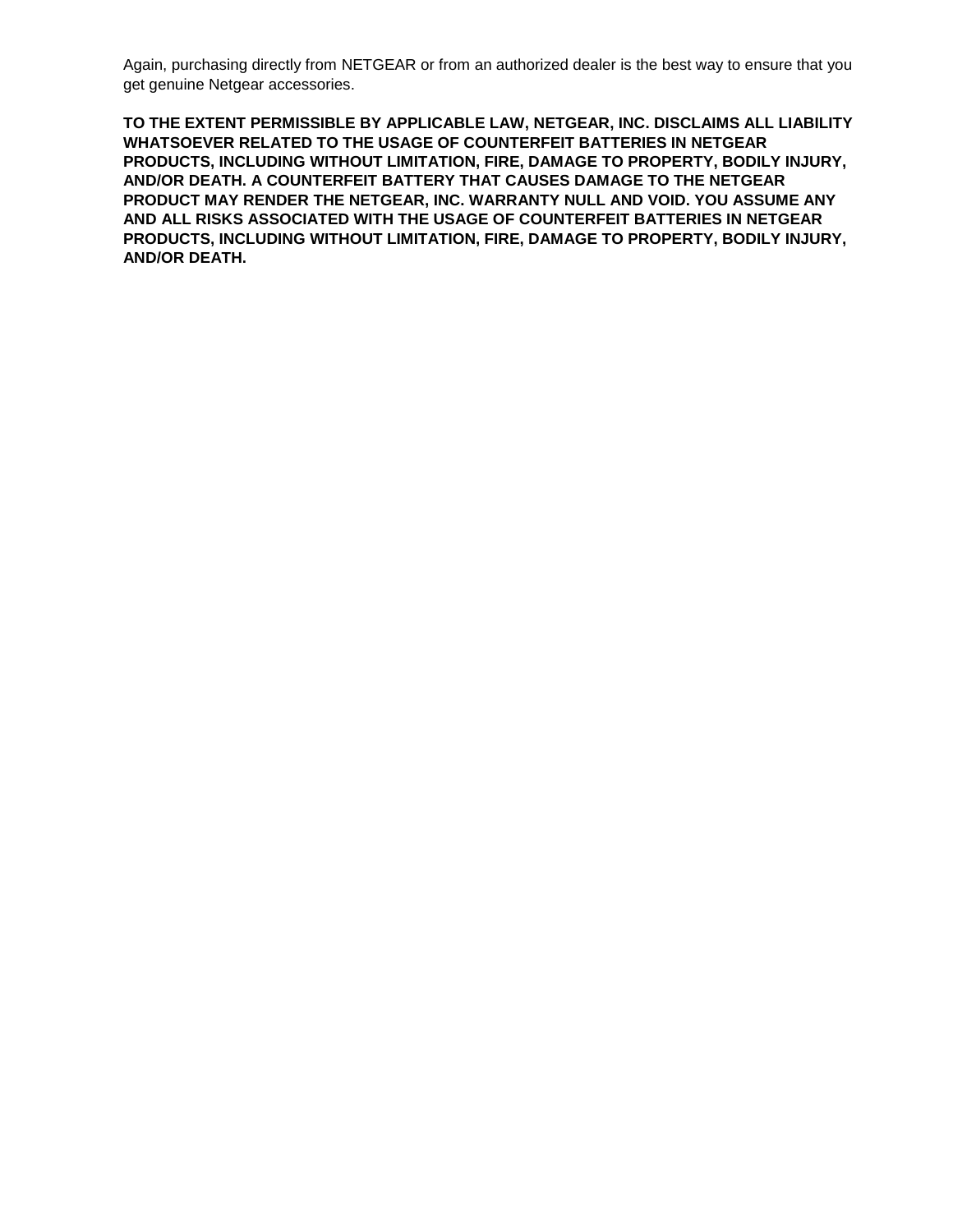Again, purchasing directly from NETGEAR or from an authorized dealer is the best way to ensure that you get genuine Netgear accessories.

**TO THE EXTENT PERMISSIBLE BY APPLICABLE LAW, NETGEAR, INC. DISCLAIMS ALL LIABILITY WHATSOEVER RELATED TO THE USAGE OF COUNTERFEIT BATTERIES IN NETGEAR PRODUCTS, INCLUDING WITHOUT LIMITATION, FIRE, DAMAGE TO PROPERTY, BODILY INJURY, AND/OR DEATH. A COUNTERFEIT BATTERY THAT CAUSES DAMAGE TO THE NETGEAR PRODUCT MAY RENDER THE NETGEAR, INC. WARRANTY NULL AND VOID. YOU ASSUME ANY AND ALL RISKS ASSOCIATED WITH THE USAGE OF COUNTERFEIT BATTERIES IN NETGEAR PRODUCTS, INCLUDING WITHOUT LIMITATION, FIRE, DAMAGE TO PROPERTY, BODILY INJURY, AND/OR DEATH.**